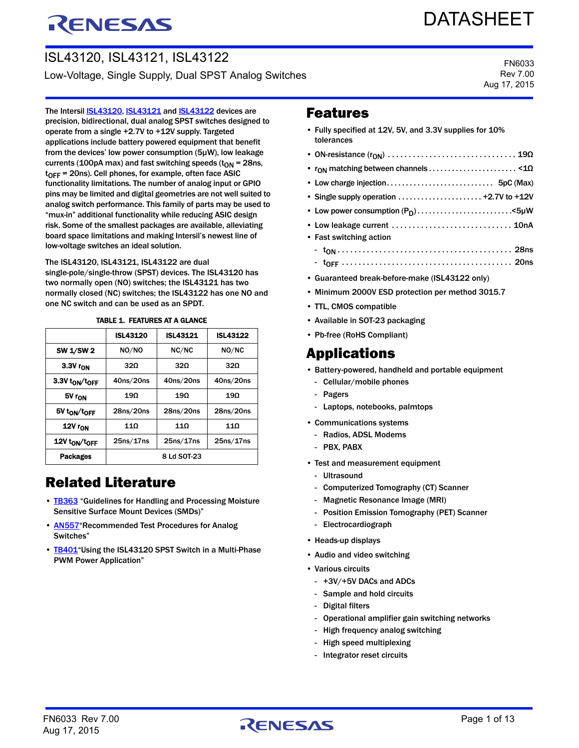# ISL43120, ISL43121, ISL43122

Low-Voltage, Single Supply, Dual SPST Analog Switches

FN6033
Rev 7.00
Aug 17, 2015

The Intersil ISL43120, ISL43121 and ISL43122 devices are precision, bidirectional, dual analog SPST switches designed to operate from a single +2.7V to +12V supply. Targeted applications include battery powered equipment that benefit from the devices' low power consumption (5µW), low leakage currents (100pA max) and fast switching speeds ($t_{ON}$ = 28ns, $t_{OFF}$ = 20ns). Cell phones, for example, often face ASIC functionality limitations. The number of analog input or GPIO pins may be limited and digital geometries are not well suited to analog switch performance. This family of parts may be used to "mux-in" additional functionality while reducing ASIC design risk. Some of the smallest packages are available, alleviating board space limitations and making Intersil's newest line of low-voltage switches an ideal solution.

The ISL43120, ISL43121, ISL43122 are dual single-pole/single-throw (SPST) devices. The ISL43120 has two normally open (NO) switches; the ISL43121 has two normally closed (NC) switches; the ISL43122 has one NO and one NC switch and can be used as an SPDT.

**TABLE 1. FEATURES AT A GLANCE**

| | ISL43120 | ISL43121 | ISL43122 |
|---|---|---|---|
| SW 1/SW 2 | NO/NO | NC/NC | NO/NC |
| 3.3V $r_{ON}$ | 32Ω | 32Ω | 32Ω |
| 3.3V $t_{ON}/t_{OFF}$ | 40ns/20ns | 40ns/20ns | 40ns/20ns |
| 5V $r_{ON}$ | 19Ω | 19Ω | 19Ω |
| 5V $t_{ON}/t_{OFF}$ | 28ns/20ns | 28ns/20ns | 28ns/20ns |
| 12V $r_{ON}$ | 11Ω | 11Ω | 11Ω |
| 12V $t_{ON}/t_{OFF}$ | 25ns/17ns | 25ns/17ns | 25ns/17ns |
| Packages | 8 Ld SOT-23 | | |

## Related Literature

- TB363 "Guidelines for Handling and Processing Moisture Sensitive Surface Mount Devices (SMDs)"
- AN557"Recommended Test Procedures for Analog Switches"
- TB401"Using the ISL43120 SPST Switch in a Multi-Phase PWM Power Application"

## Features

- Fully specified at 12V, 5V, and 3.3V supplies for 10% tolerances
- ON-resistance ($r_{ON}$) . . . . . . . . . . . . . . . 19Ω
- $r_{ON}$ matching between channels . . . . . . . . . . <1Ω
- Low charge injection. . . . . . . . . . . . . 5pC (Max)
- Single supply operation . . . . . . . . . . +2.7V to +12V
- Low power consumption ($P_D$). . . . . . . . . . . .<5µW
- Low leakage current . . . . . . . . . . . . . . 10nA
- Fast switching action
  - $t_{ON}$ . . . . . . . . . . . . . . . . . . . . 28ns
  - $t_{OFF}$ . . . . . . . . . . . . . . . . . . . 20ns
- Guaranteed break-before-make (ISL43122 only)
- Minimum 2000V ESD protection per method 3015.7
- TTL, CMOS compatible
- Available in SOT-23 packaging
- Pb-free (RoHS Compliant)

## Applications

- Battery-powered, handheld and portable equipment
  - Cellular/mobile phones
  - Pagers
  - Laptops, notebooks, palmtops
- Communications systems
  - Radios, ADSL Modems
  - PBX, PABX
- Test and measurement equipment
  - Ultrasound
  - Computerized Tomography (CT) Scanner
  - Magnetic Resonance Image (MRI)
  - Position Emission Tomography (PET) Scanner
  - Electrocardiograph
- Heads-up displays
- Audio and video switching
- Various circuits
  - +3V/+5V DACs and ADCs
  - Sample and hold circuits
  - Digital filters
  - Operational amplifier gain switching networks
  - High frequency analog switching
  - High speed multiplexing
  - Integrator reset circuits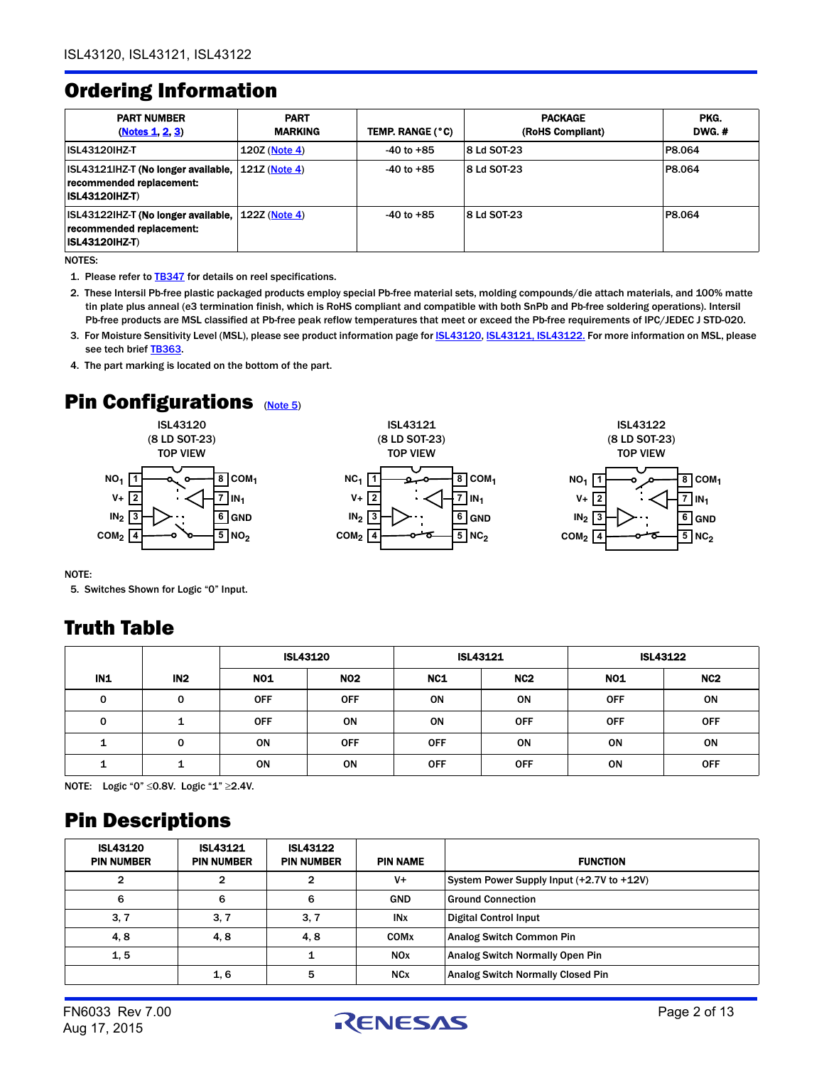## Ordering Information

| PART NUMBER (Notes 1, 2, 3) | PART MARKING | TEMP. RANGE (°C) | PACKAGE (RoHS Compliant) | PKG. DWG. # |
|---|---|---|---|---|
| ISL43120IHZ-T | 120Z (Note 4) | -40 to +85 | 8 Ld SOT-23 | P8.064 |
| ISL43121IHZ-T **(No longer available, recommended replacement: ISL43120IHZ-T)** | 121Z (Note 4) | -40 to +85 | 8 Ld SOT-23 | P8.064 |
| ISL43122IHZ-T **(No longer available, recommended replacement: ISL43120IHZ-T)** | 122Z (Note 4) | -40 to +85 | 8 Ld SOT-23 | P8.064 |

NOTES:

1. Please refer to TB347 for details on reel specifications.
2. These Intersil Pb-free plastic packaged products employ special Pb-free material sets, molding compounds/die attach materials, and 100% matte tin plate plus anneal (e3 termination finish, which is RoHS compliant and compatible with both SnPb and Pb-free soldering operations). Intersil Pb-free products are MSL classified at Pb-free peak reflow temperatures that meet or exceed the Pb-free requirements of IPC/JEDEC J STD-020.
3. For Moisture Sensitivity Level (MSL), please see product information page for ISL43120, ISL43121, ISL43122. For more information on MSL, please see tech brief TB363.
4. The part marking is located on the bottom of the part.

## Pin Configurations (Note 5)

ISL43120 (8 LD SOT-23) TOP VIEW

$NO_1$ 1, V+ 2, $IN_2$ 3, $COM_2$ 4, $NO_2$ 5, GND 6, $IN_1$ 7, $COM_1$ 8

ISL43121 (8 LD SOT-23) TOP VIEW

$NC_1$ 1, V+ 2, $IN_2$ 3, $COM_2$ 4, $NC_2$ 5, GND 6, $IN_1$ 7, $COM_1$ 8

ISL43122 (8 LD SOT-23) TOP VIEW

$NO_1$ 1, V+ 2, $IN_2$ 3, $COM_2$ 4, $NC_2$ 5, GND 6, $IN_1$ 7, $COM_1$ 8

NOTE:

5. Switches Shown for Logic "0" Input.

## Truth Table

| | | ISL43120 | | ISL43121 | | ISL43122 | |
|---|---|---|---|---|---|---|---|
| IN1 | IN2 | NO1 | NO2 | NC1 | NC2 | NO1 | NC2 |
| 0 | 0 | OFF | OFF | ON | ON | OFF | ON |
| 0 | 1 | OFF | ON | ON | OFF | OFF | OFF |
| 1 | 0 | ON | OFF | OFF | ON | ON | ON |
| 1 | 1 | ON | ON | OFF | OFF | ON | OFF |

NOTE: Logic "0" ≤0.8V. Logic "1" ≥2.4V.

## Pin Descriptions

| ISL43120 PIN NUMBER | ISL43121 PIN NUMBER | ISL43122 PIN NUMBER | PIN NAME | FUNCTION |
|---|---|---|---|---|
| 2 | 2 | 2 | V+ | System Power Supply Input (+2.7V to +12V) |
| 6 | 6 | 6 | GND | Ground Connection |
| 3, 7 | 3, 7 | 3, 7 | INx | Digital Control Input |
| 4, 8 | 4, 8 | 4, 8 | COMx | Analog Switch Common Pin |
| 1, 5 | | 1 | NOx | Analog Switch Normally Open Pin |
| | 1, 6 | 5 | NCx | Analog Switch Normally Closed Pin |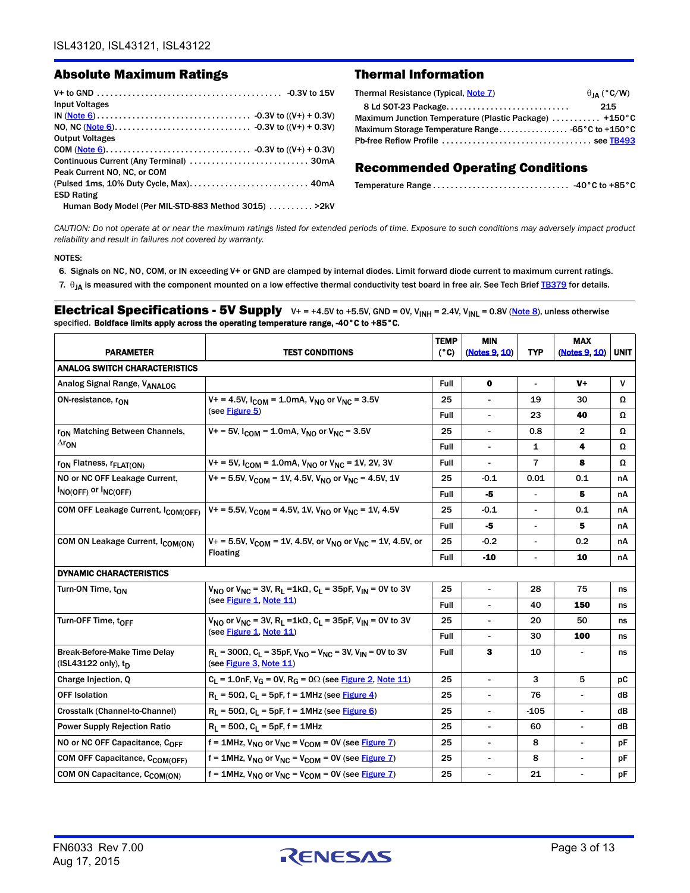## Absolute Maximum Ratings

V+ to GND . . . . . . . . . . . . . . . . . . . . . . . . . . . . . . . . . . . . . . . . . -0.3V to 15V

Input Voltages

IN (Note 6). . . . . . . . . . . . . . . . . . . . . . . . . . . . . . . . . -0.3V to ((V+) + 0.3V)

NO, NC (Note 6). . . . . . . . . . . . . . . . . . . . . . . . . . . . . -0.3V to ((V+) + 0.3V)

Output Voltages

COM (Note 6). . . . . . . . . . . . . . . . . . . . . . . . . . . . . . . -0.3V to ((V+) + 0.3V)

Continuous Current (Any Terminal) . . . . . . . . . . . . . . . . . . . . . . . . . . 30mA

Peak Current NO, NC, or COM

(Pulsed 1ms, 10% Duty Cycle, Max). . . . . . . . . . . . . . . . . . . . . . . . . . 40mA

ESD Rating

Human Body Model (Per MIL-STD-883 Method 3015) . . . . . . . . . . >2kV

## Thermal Information

| Thermal Resistance (Typical, Note 7) | $\theta_{JA}$ (°C/W) |
|---|---|
| 8 Ld SOT-23 Package | 215 |

Maximum Junction Temperature (Plastic Package) . . . . . . . . . . . +150°C

Maximum Storage Temperature Range. . . . . . . . . . . . . . . . . -65°C to +150°C

Pb-free Reflow Profile . . . . . . . . . . . . . . . . . . . . . . . . . . . . . . . . . see TB493

## Recommended Operating Conditions

Temperature Range . . . . . . . . . . . . . . . . . . . . . . . . . . . . . . -40°C to +85°C

*CAUTION: Do not operate at or near the maximum ratings listed for extended periods of time. Exposure to such conditions may adversely impact product reliability and result in failures not covered by warranty.*

NOTES:

6. Signals on NC, NO, COM, or IN exceeding V+ or GND are clamped by internal diodes. Limit forward diode current to maximum current ratings.
7. $\theta_{JA}$ is measured with the component mounted on a low effective thermal conductivity test board in free air. See Tech Brief TB379 for details.

## Electrical Specifications - 5V Supply

V+ = +4.5V to +5.5V, GND = 0V, $V_{INH}$ = 2.4V, $V_{INL}$ = 0.8V (Note 8), unless otherwise specified. **Boldface limits apply across the operating temperature range, -40°C to +85°C.**

| PARAMETER | TEST CONDITIONS | TEMP (°C) | MIN (Notes 9, 10) | TYP | MAX (Notes 9, 10) | UNIT |
|---|---|---|---|---|---|---|
| **ANALOG SWITCH CHARACTERISTICS** | | | | | | |
| Analog Signal Range, $V_{ANALOG}$ | | Full | **0** | - | **V+** | V |
| ON-resistance, $r_{ON}$ | V+ = 4.5V, $I_{COM}$ = 1.0mA, $V_{NO}$ or $V_{NC}$ = 3.5V (see Figure 5) | 25 | - | 19 | 30 | Ω |
| | | Full | - | 23 | **40** | Ω |
| $r_{ON}$ Matching Between Channels, $\Delta r_{ON}$ | V+ = 5V, $I_{COM}$ = 1.0mA, $V_{NO}$ or $V_{NC}$ = 3.5V | 25 | - | 0.8 | 2 | Ω |
| | | Full | - | 1 | **4** | Ω |
| $r_{ON}$ Flatness, $r_{FLAT(ON)}$ | V+ = 5V, $I_{COM}$ = 1.0mA, $V_{NO}$ or $V_{NC}$ = 1V, 2V, 3V | Full | - | 7 | **8** | Ω |
| NO or NC OFF Leakage Current, $I_{NO(OFF)}$ or $I_{NC(OFF)}$ | V+ = 5.5V, $V_{COM}$ = 1V, 4.5V, $V_{NO}$ or $V_{NC}$ = 4.5V, 1V | 25 | -0.1 | 0.01 | 0.1 | nA |
| | | Full | **-5** | - | **5** | nA |
| COM OFF Leakage Current, $I_{COM(OFF)}$ | V+ = 5.5V, $V_{COM}$ = 4.5V, 1V, $V_{NO}$ or $V_{NC}$ = 1V, 4.5V | 25 | -0.1 | - | 0.1 | nA |
| | | Full | **-5** | - | **5** | nA |
| COM ON Leakage Current, $I_{COM(ON)}$ | V+ = 5.5V, $V_{COM}$ = 1V, 4.5V, or $V_{NO}$ or $V_{NC}$ = 1V, 4.5V, or Floating | 25 | -0.2 | - | 0.2 | nA |
| | | Full | **-10** | - | **10** | nA |
| **DYNAMIC CHARACTERISTICS** | | | | | | |
| Turn-ON Time, $t_{ON}$ | $V_{NO}$ or $V_{NC}$ = 3V, $R_L$ =1kΩ, $C_L$ = 35pF, $V_{IN}$ = 0V to 3V (see Figure 1, Note 11) | 25 | - | 28 | 75 | ns |
| | | Full | - | 40 | **150** | ns |
| Turn-OFF Time, $t_{OFF}$ | $V_{NO}$ or $V_{NC}$ = 3V, $R_L$ =1kΩ, $C_L$ = 35pF, $V_{IN}$ = 0V to 3V (see Figure 1, Note 11) | 25 | - | 20 | 50 | ns |
| | | Full | - | 30 | **100** | ns |
| Break-Before-Make Time Delay (ISL43122 only), $t_D$ | $R_L$ = 300Ω, $C_L$ = 35pF, $V_{NO}$ = $V_{NC}$ = 3V, $V_{IN}$ = 0V to 3V (see Figure 3, Note 11) | Full | **3** | 10 | - | ns |
| Charge Injection, Q | $C_L$ = 1.0nF, $V_G$ = 0V, $R_G$ = 0Ω (see Figure 2, Note 11) | 25 | - | 3 | 5 | pC |
| OFF Isolation | $R_L$ = 50Ω, $C_L$ = 5pF, f = 1MHz (see Figure 4) | 25 | - | 76 | - | dB |
| Crosstalk (Channel-to-Channel) | $R_L$ = 50Ω, $C_L$ = 5pF, f = 1MHz (see Figure 6) | 25 | - | -105 | - | dB |
| Power Supply Rejection Ratio | $R_L$ = 50Ω, $C_L$ = 5pF, f = 1MHz | 25 | - | 60 | - | dB |
| NO or NC OFF Capacitance, $C_{OFF}$ | f = 1MHz, $V_{NO}$ or $V_{NC}$ = $V_{COM}$ = 0V (see Figure 7) | 25 | - | 8 | - | pF |
| COM OFF Capacitance, $C_{COM(OFF)}$ | f = 1MHz, $V_{NO}$ or $V_{NC}$ = $V_{COM}$ = 0V (see Figure 7) | 25 | - | 8 | - | pF |
| COM ON Capacitance, $C_{COM(ON)}$ | f = 1MHz, $V_{NO}$ or $V_{NC}$ = $V_{COM}$ = 0V (see Figure 7) | 25 | - | 21 | - | pF |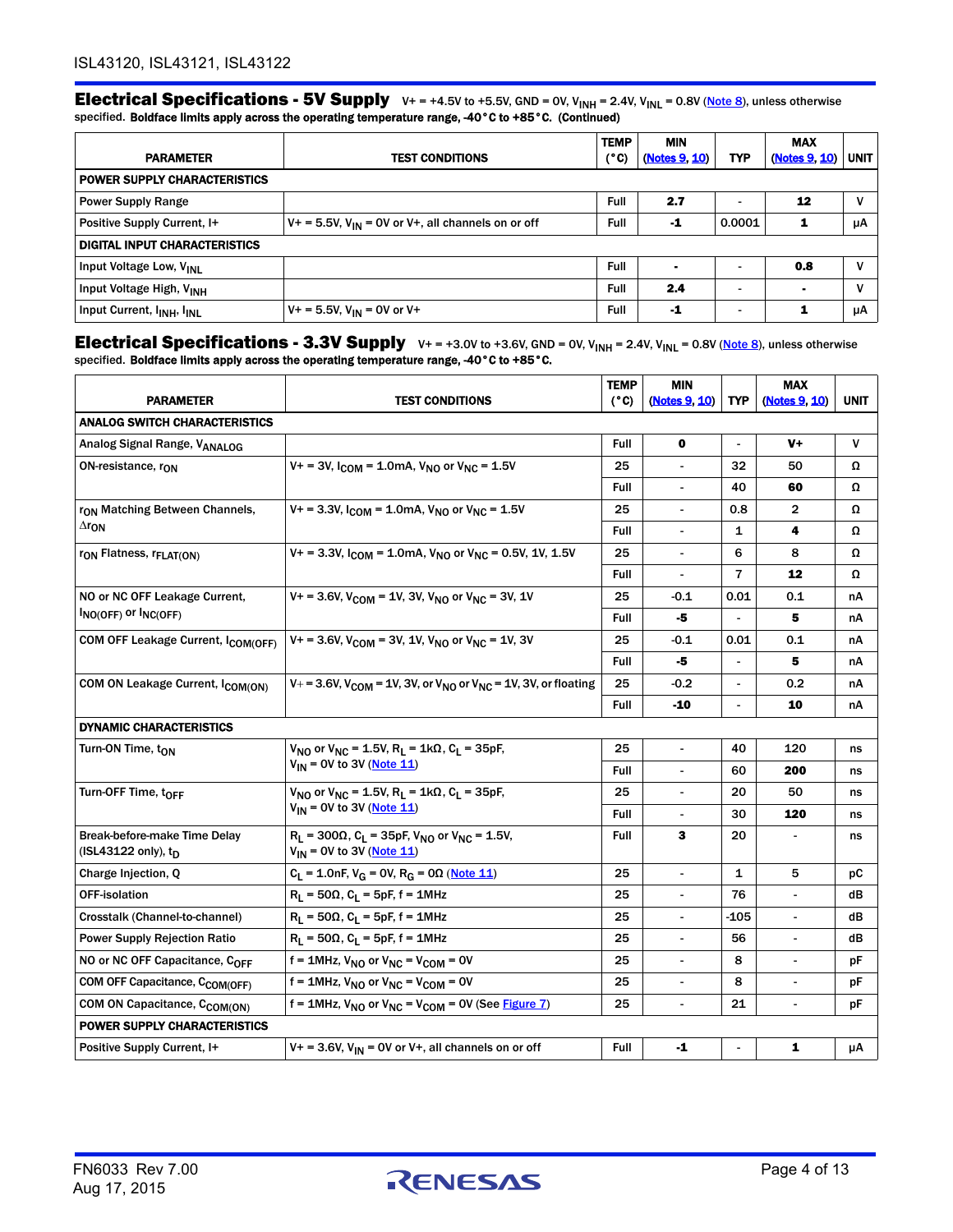## Electrical Specifications - 5V Supply

$V+ = +4.5V$ to $+5.5V$, GND = 0V, $V_{INH} = 2.4V$, $V_{INL} = 0.8V$ (Note 8), unless otherwise specified. **Boldface limits apply across the operating temperature range, -40°C to +85°C. (Continued)**

| PARAMETER | TEST CONDITIONS | TEMP (°C) | MIN (Notes 9, 10) | TYP | MAX (Notes 9, 10) | UNIT |
|---|---|---|---|---|---|---|
| **POWER SUPPLY CHARACTERISTICS** | | | | | | |
| Power Supply Range | | Full | **2.7** | - | **12** | V |
| Positive Supply Current, I+ | $V+ = 5.5V$, $V_{IN} = 0V$ or $V+$, all channels on or off | Full | **-1** | 0.0001 | **1** | µA |
| **DIGITAL INPUT CHARACTERISTICS** | | | | | | |
| Input Voltage Low, $V_{INL}$ | | Full | - | - | **0.8** | V |
| Input Voltage High, $V_{INH}$ | | Full | **2.4** | - | - | V |
| Input Current, $I_{INH}$, $I_{INL}$ | $V+ = 5.5V$, $V_{IN} = 0V$ or $V+$ | Full | **-1** | - | **1** | µA |

## Electrical Specifications - 3.3V Supply

$V+ = +3.0V$ to $+3.6V$, GND = 0V, $V_{INH} = 2.4V$, $V_{INL} = 0.8V$ (Note 8), unless otherwise specified. **Boldface limits apply across the operating temperature range, -40°C to +85°C.**

| PARAMETER | TEST CONDITIONS | TEMP (°C) | MIN (Notes 9, 10) | TYP | MAX (Notes 9, 10) | UNIT |
|---|---|---|---|---|---|---|
| **ANALOG SWITCH CHARACTERISTICS** | | | | | | |
| Analog Signal Range, $V_{ANALOG}$ | | Full | **0** | - | **V+** | V |
| ON-resistance, $r_{ON}$ | $V+ = 3V$, $I_{COM} = 1.0mA$, $V_{NO}$ or $V_{NC} = 1.5V$ | 25 | - | 32 | 50 | Ω |
| | | Full | - | 40 | **60** | Ω |
| $r_{ON}$ Matching Between Channels, $\Delta r_{ON}$ | $V+ = 3.3V$, $I_{COM} = 1.0mA$, $V_{NO}$ or $V_{NC} = 1.5V$ | 25 | - | 0.8 | 2 | Ω |
| | | Full | - | 1 | **4** | Ω |
| $r_{ON}$ Flatness, $r_{FLAT(ON)}$ | $V+ = 3.3V$, $I_{COM} = 1.0mA$, $V_{NO}$ or $V_{NC} = 0.5V, 1V, 1.5V$ | 25 | - | 6 | 8 | Ω |
| | | Full | - | 7 | **12** | Ω |
| NO or NC OFF Leakage Current, $I_{NO(OFF)}$ or $I_{NC(OFF)}$ | $V+ = 3.6V$, $V_{COM} = 1V, 3V$, $V_{NO}$ or $V_{NC} = 3V, 1V$ | 25 | -0.1 | 0.01 | 0.1 | nA |
| | | Full | **-5** | - | **5** | nA |
| COM OFF Leakage Current, $I_{COM(OFF)}$ | $V+ = 3.6V$, $V_{COM} = 3V, 1V$, $V_{NO}$ or $V_{NC} = 1V, 3V$ | 25 | -0.1 | 0.01 | 0.1 | nA |
| | | Full | **-5** | - | **5** | nA |
| COM ON Leakage Current, $I_{COM(ON)}$ | $V+ = 3.6V$, $V_{COM} = 1V, 3V$, or $V_{NO}$ or $V_{NC} = 1V, 3V$, or floating | 25 | -0.2 | - | 0.2 | nA |
| | | Full | **-10** | - | **10** | nA |
| **DYNAMIC CHARACTERISTICS** | | | | | | |
| Turn-ON Time, $t_{ON}$ | $V_{NO}$ or $V_{NC} = 1.5V$, $R_L = 1k\Omega$, $C_L = 35pF$, $V_{IN} = 0V$ to $3V$ (Note 11) | 25 | - | 40 | 120 | ns |
| | | Full | - | 60 | **200** | ns |
| Turn-OFF Time, $t_{OFF}$ | $V_{NO}$ or $V_{NC} = 1.5V$, $R_L = 1k\Omega$, $C_L = 35pF$, $V_{IN} = 0V$ to $3V$ (Note 11) | 25 | - | 20 | 50 | ns |
| | | Full | - | 30 | **120** | ns |
| Break-before-make Time Delay (ISL43122 only), $t_D$ | $R_L = 300\Omega$, $C_L = 35pF$, $V_{NO}$ or $V_{NC} = 1.5V$, $V_{IN} = 0V$ to $3V$ (Note 11) | Full | **3** | 20 | - | ns |
| Charge Injection, Q | $C_L = 1.0nF$, $V_G = 0V$, $R_G = 0\Omega$ (Note 11) | 25 | - | 1 | 5 | pC |
| OFF-isolation | $R_L = 50\Omega$, $C_L = 5pF$, f = 1MHz | 25 | - | 76 | - | dB |
| Crosstalk (Channel-to-channel) | $R_L = 50\Omega$, $C_L = 5pF$, f = 1MHz | 25 | - | -105 | - | dB |
| Power Supply Rejection Ratio | $R_L = 50\Omega$, $C_L = 5pF$, f = 1MHz | 25 | - | 56 | - | dB |
| NO or NC OFF Capacitance, $C_{OFF}$ | f = 1MHz, $V_{NO}$ or $V_{NC} = V_{COM} = 0V$ | 25 | - | 8 | - | pF |
| COM OFF Capacitance, $C_{COM(OFF)}$ | f = 1MHz, $V_{NO}$ or $V_{NC} = V_{COM} = 0V$ | 25 | - | 8 | - | pF |
| COM ON Capacitance, $C_{COM(ON)}$ | f = 1MHz, $V_{NO}$ or $V_{NC} = V_{COM} = 0V$ (See Figure 7) | 25 | - | 21 | - | pF |
| **POWER SUPPLY CHARACTERISTICS** | | | | | | |
| Positive Supply Current, I+ | $V+ = 3.6V$, $V_{IN} = 0V$ or $V+$, all channels on or off | Full | **-1** | - | **1** | µA |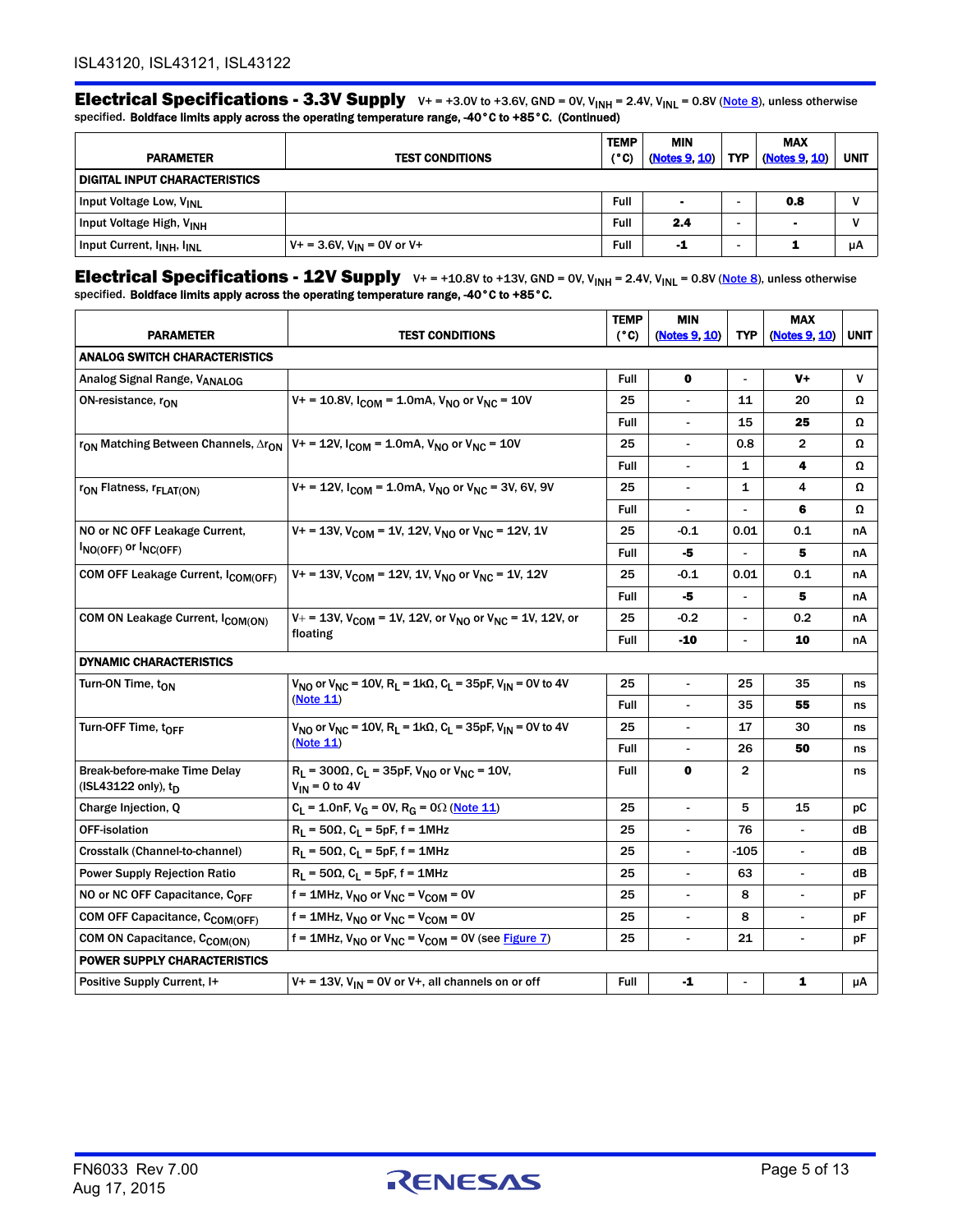## Electrical Specifications - 3.3V Supply

V+ = +3.0V to +3.6V, GND = 0V, $V_{INH}$ = 2.4V, $V_{INL}$ = 0.8V (Note 8), unless otherwise specified. **Boldface limits apply across the operating temperature range, -40°C to +85°C. (Continued)**

| PARAMETER | TEST CONDITIONS | TEMP (°C) | MIN (Notes 9, 10) | TYP | MAX (Notes 9, 10) | UNIT |
|---|---|---|---|---|---|---|
| **DIGITAL INPUT CHARACTERISTICS** | | | | | | |
| Input Voltage Low, $V_{INL}$ | | Full | **-** | - | **0.8** | V |
| Input Voltage High, $V_{INH}$ | | Full | **2.4** | - | **-** | V |
| Input Current, $I_{INH}$, $I_{INL}$ | V+ = 3.6V, $V_{IN}$ = 0V or V+ | Full | **-1** | - | **1** | µA |

## Electrical Specifications - 12V Supply

V+ = +10.8V to +13V, GND = 0V, $V_{INH}$ = 2.4V, $V_{INL}$ = 0.8V (Note 8), unless otherwise specified. **Boldface limits apply across the operating temperature range, -40°C to +85°C.**

| PARAMETER | TEST CONDITIONS | TEMP (°C) | MIN (Notes 9, 10) | TYP | MAX (Notes 9, 10) | UNIT |
|---|---|---|---|---|---|---|
| **ANALOG SWITCH CHARACTERISTICS** | | | | | | |
| Analog Signal Range, $V_{ANALOG}$ | | Full | **0** | - | **V+** | V |
| ON-resistance, $r_{ON}$ | V+ = 10.8V, $I_{COM}$ = 1.0mA, $V_{NO}$ or $V_{NC}$ = 10V | 25 | - | 11 | 20 | Ω |
| | | Full | - | 15 | **25** | Ω |
| $r_{ON}$ Matching Between Channels, $\Delta r_{ON}$ | V+ = 12V, $I_{COM}$ = 1.0mA, $V_{NO}$ or $V_{NC}$ = 10V | 25 | - | 0.8 | 2 | Ω |
| | | Full | - | 1 | **4** | Ω |
| $r_{ON}$ Flatness, $r_{FLAT(ON)}$ | V+ = 12V, $I_{COM}$ = 1.0mA, $V_{NO}$ or $V_{NC}$ = 3V, 6V, 9V | 25 | - | 1 | 4 | Ω |
| | | Full | - | - | **6** | Ω |
| NO or NC OFF Leakage Current, $I_{NO(OFF)}$ or $I_{NC(OFF)}$ | V+ = 13V, $V_{COM}$ = 1V, 12V, $V_{NO}$ or $V_{NC}$ = 12V, 1V | 25 | -0.1 | 0.01 | 0.1 | nA |
| | | Full | **-5** | - | **5** | nA |
| COM OFF Leakage Current, $I_{COM(OFF)}$ | V+ = 13V, $V_{COM}$ = 12V, 1V, $V_{NO}$ or $V_{NC}$ = 1V, 12V | 25 | -0.1 | 0.01 | 0.1 | nA |
| | | Full | **-5** | - | **5** | nA |
| COM ON Leakage Current, $I_{COM(ON)}$ | V+ = 13V, $V_{COM}$ = 1V, 12V, or $V_{NO}$ or $V_{NC}$ = 1V, 12V, or floating | 25 | -0.2 | - | 0.2 | nA |
| | | Full | **-10** | - | **10** | nA |
| **DYNAMIC CHARACTERISTICS** | | | | | | |
| Turn-ON Time, $t_{ON}$ | $V_{NO}$ or $V_{NC}$ = 10V, $R_L$ = 1kΩ, $C_L$ = 35pF, $V_{IN}$ = 0V to 4V (Note 11) | 25 | - | 25 | 35 | ns |
| | | Full | - | 35 | **55** | ns |
| Turn-OFF Time, $t_{OFF}$ | $V_{NO}$ or $V_{NC}$ = 10V, $R_L$ = 1kΩ, $C_L$ = 35pF, $V_{IN}$ = 0V to 4V (Note 11) | 25 | - | 17 | 30 | ns |
| | | Full | - | 26 | **50** | ns |
| Break-before-make Time Delay (ISL43122 only), $t_D$ | $R_L$ = 300Ω, $C_L$ = 35pF, $V_{NO}$ or $V_{NC}$ = 10V, $V_{IN}$ = 0 to 4V | Full | **0** | 2 | | ns |
| Charge Injection, Q | $C_L$ = 1.0nF, $V_G$ = 0V, $R_G$ = 0Ω (Note 11) | 25 | - | 5 | 15 | pC |
| OFF-isolation | $R_L$ = 50Ω, $C_L$ = 5pF, f = 1MHz | 25 | - | 76 | - | dB |
| Crosstalk (Channel-to-channel) | $R_L$ = 50Ω, $C_L$ = 5pF, f = 1MHz | 25 | - | -105 | - | dB |
| Power Supply Rejection Ratio | $R_L$ = 50Ω, $C_L$ = 5pF, f = 1MHz | 25 | - | 63 | - | dB |
| NO or NC OFF Capacitance, $C_{OFF}$ | f = 1MHz, $V_{NO}$ or $V_{NC}$ = $V_{COM}$ = 0V | 25 | - | 8 | - | pF |
| COM OFF Capacitance, $C_{COM(OFF)}$ | f = 1MHz, $V_{NO}$ or $V_{NC}$ = $V_{COM}$ = 0V | 25 | - | 8 | - | pF |
| COM ON Capacitance, $C_{COM(ON)}$ | f = 1MHz, $V_{NO}$ or $V_{NC}$ = $V_{COM}$ = 0V (see Figure 7) | 25 | - | 21 | - | pF |
| **POWER SUPPLY CHARACTERISTICS** | | | | | | |
| Positive Supply Current, I+ | V+ = 13V, $V_{IN}$ = 0V or V+, all channels on or off | Full | **-1** | - | **1** | µA |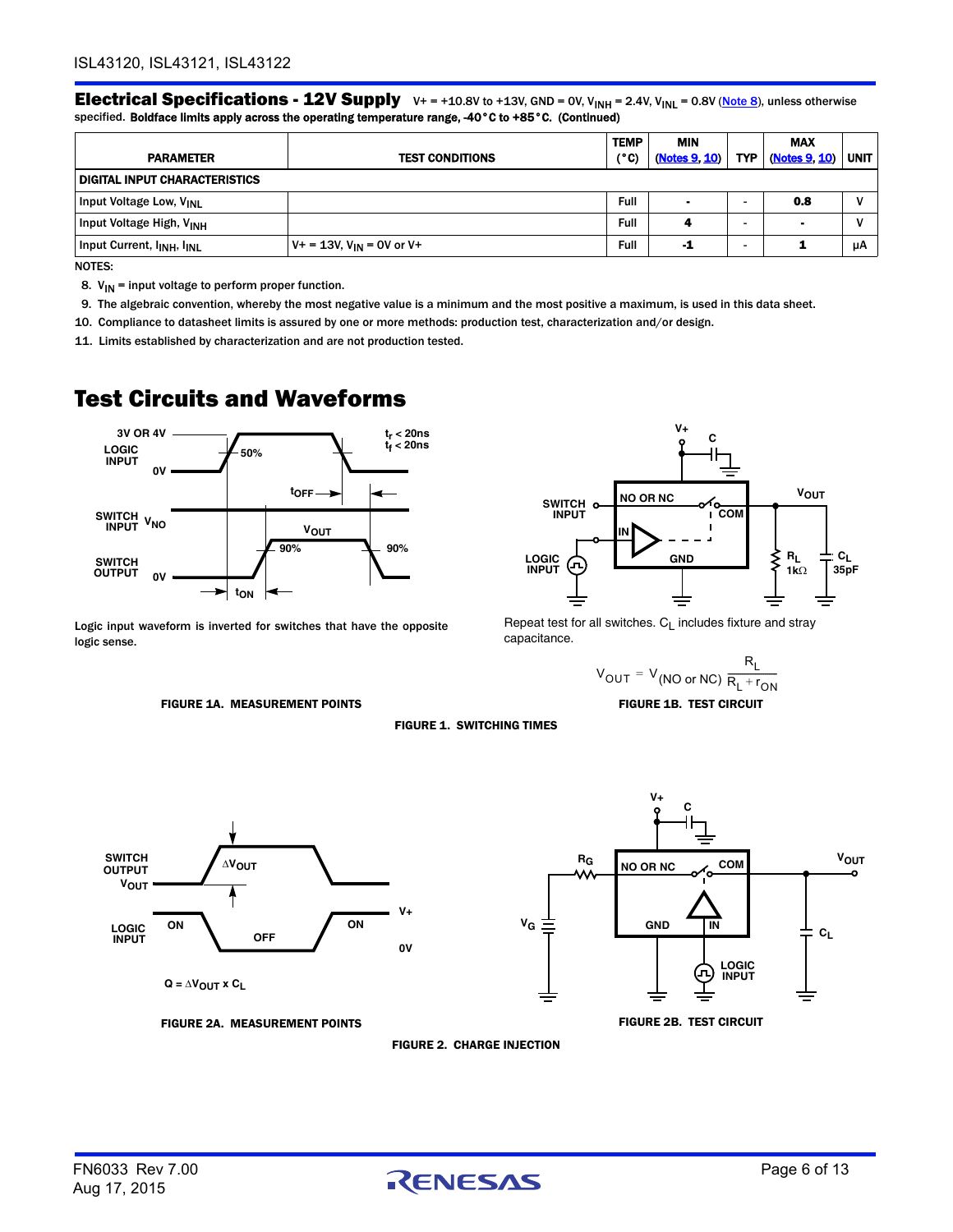## Electrical Specifications - 12V Supply

V+ = +10.8V to +13V, GND = 0V, $V_{INH}$ = 2.4V, $V_{INL}$ = 0.8V (Note 8), unless otherwise specified. **Boldface limits apply across the operating temperature range, -40°C to +85°C. (Continued)**

| PARAMETER | TEST CONDITIONS | TEMP (°C) | MIN (Notes 9, 10) | TYP | MAX (Notes 9, 10) | UNIT |
|---|---|---|---|---|---|---|
| **DIGITAL INPUT CHARACTERISTICS** | | | | | | |
| Input Voltage Low, $V_{INL}$ | | Full | - | - | **0.8** | V |
| Input Voltage High, $V_{INH}$ | | Full | **4** | - | - | V |
| Input Current, $I_{INH}$, $I_{INL}$ | V+ = 13V, $V_{IN}$ = 0V or V+ | Full | **-1** | - | **1** | µA |

NOTES:

8. $V_{IN}$ = input voltage to perform proper function.
9. The algebraic convention, whereby the most negative value is a minimum and the most positive a maximum, is used in this data sheet.
10. Compliance to datasheet limits is assured by one or more methods: production test, characterization and/or design.
11. Limits established by characterization and are not production tested.

# Test Circuits and Waveforms

Logic input waveform is inverted for switches that have the opposite logic sense.

FIGURE 1A. MEASUREMENT POINTS

Repeat test for all switches. $C_L$ includes fixture and stray capacitance.

$$V_{OUT} = V_{(NO\ or\ NC)} \frac{R_L}{R_L + r_{ON}}$$

FIGURE 1B. TEST CIRCUIT

FIGURE 1. SWITCHING TIMES

$Q = \Delta V_{OUT} \times C_L$

FIGURE 2A. MEASUREMENT POINTS

FIGURE 2B. TEST CIRCUIT

FIGURE 2. CHARGE INJECTION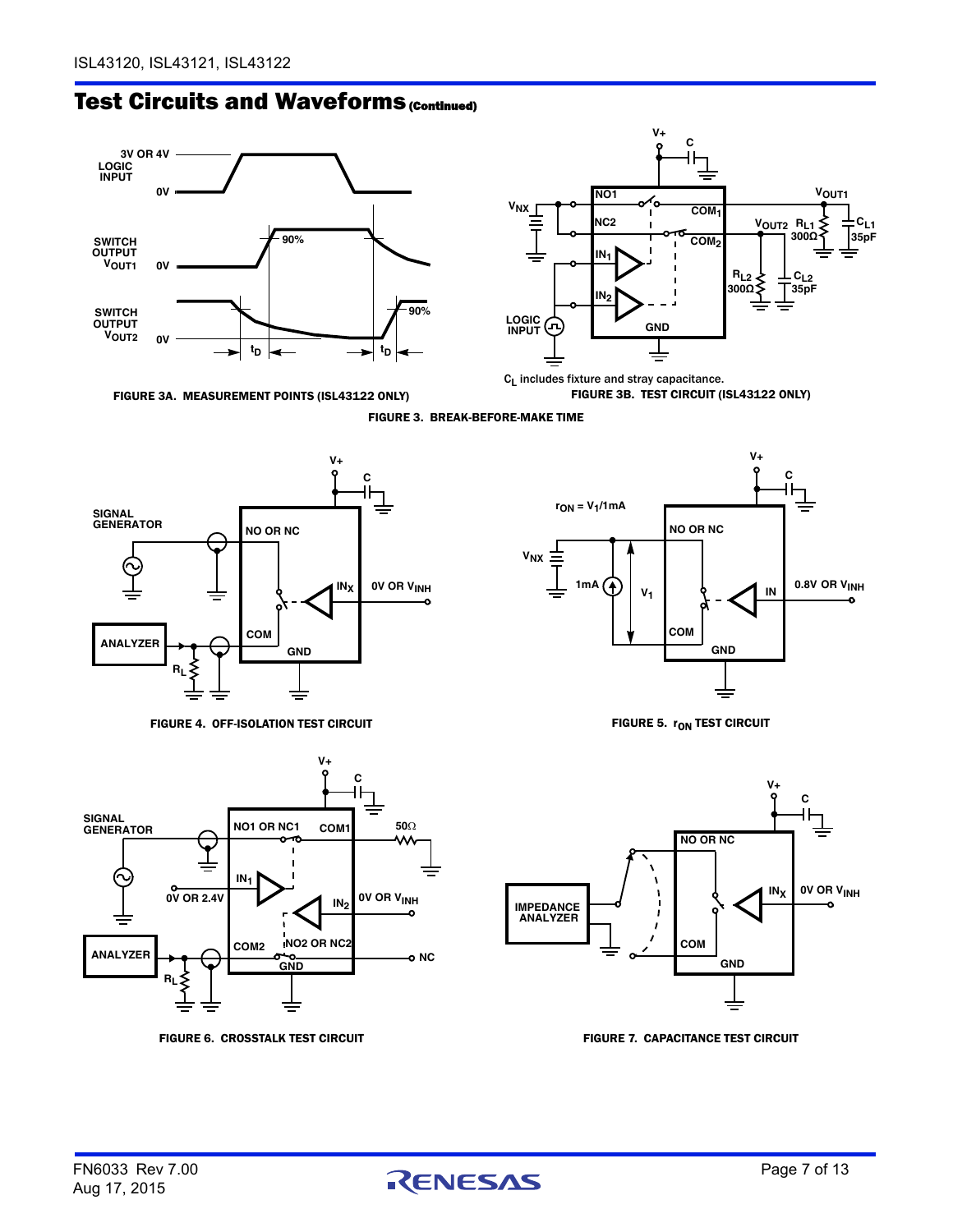## Test Circuits and Waveforms (Continued)

FIGURE 3A. MEASUREMENT POINTS (ISL43122 ONLY)

$C_L$ includes fixture and stray capacitance.

FIGURE 3B. TEST CIRCUIT (ISL43122 ONLY)

FIGURE 3. BREAK-BEFORE-MAKE TIME

FIGURE 4. OFF-ISOLATION TEST CIRCUIT

FIGURE 5. $r_{ON}$ TEST CIRCUIT

FIGURE 6. CROSSTALK TEST CIRCUIT

FIGURE 7. CAPACITANCE TEST CIRCUIT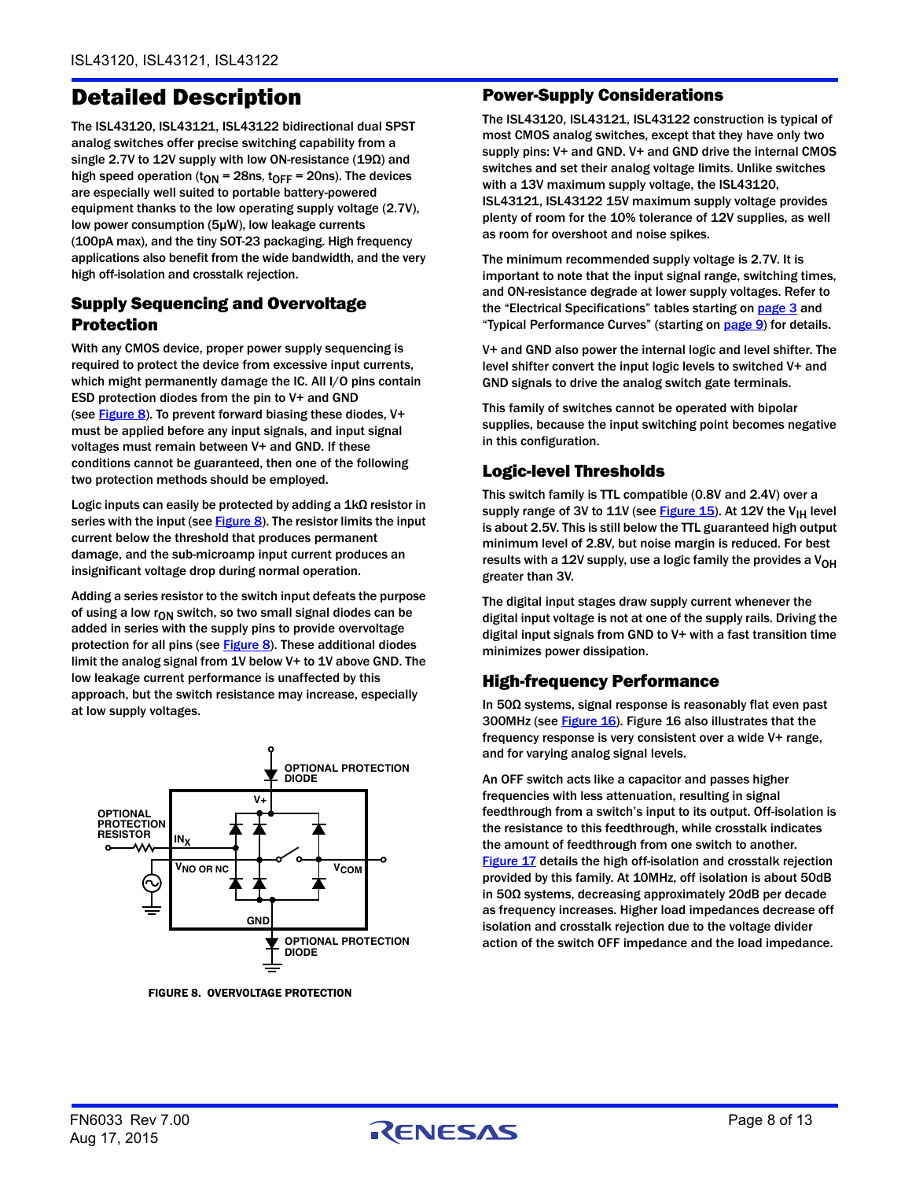## Detailed Description

The ISL43120, ISL43121, ISL43122 bidirectional dual SPST analog switches offer precise switching capability from a single 2.7V to 12V supply with low ON-resistance (19Ω) and high speed operation ($t_{ON}$ = 28ns, $t_{OFF}$ = 20ns). The devices are especially well suited to portable battery-powered equipment thanks to the low operating supply voltage (2.7V), low power consumption (5µW), low leakage currents (100pA max), and the tiny SOT-23 packaging. High frequency applications also benefit from the wide bandwidth, and the very high off-isolation and crosstalk rejection.

### Supply Sequencing and Overvoltage Protection

With any CMOS device, proper power supply sequencing is required to protect the device from excessive input currents, which might permanently damage the IC. All I/O pins contain ESD protection diodes from the pin to V+ and GND (see Figure 8). To prevent forward biasing these diodes, V+ must be applied before any input signals, and input signal voltages must remain between V+ and GND. If these conditions cannot be guaranteed, then one of the following two protection methods should be employed.

Logic inputs can easily be protected by adding a 1kΩ resistor in series with the input (see Figure 8). The resistor limits the input current below the threshold that produces permanent damage, and the sub-microamp input current produces an insignificant voltage drop during normal operation.

Adding a series resistor to the switch input defeats the purpose of using a low $r_{ON}$ switch, so two small signal diodes can be added in series with the supply pins to provide overvoltage protection for all pins (see Figure 8). These additional diodes limit the analog signal from 1V below V+ to 1V above GND. The low leakage current performance is unaffected by this approach, but the switch resistance may increase, especially at low supply voltages.

FIGURE 8. OVERVOLTAGE PROTECTION

### Power-Supply Considerations

The ISL43120, ISL43121, ISL43122 construction is typical of most CMOS analog switches, except that they have only two supply pins: V+ and GND. V+ and GND drive the internal CMOS switches and set their analog voltage limits. Unlike switches with a 13V maximum supply voltage, the ISL43120, ISL43121, ISL43122 15V maximum supply voltage provides plenty of room for the 10% tolerance of 12V supplies, as well as room for overshoot and noise spikes.

The minimum recommended supply voltage is 2.7V. It is important to note that the input signal range, switching times, and ON-resistance degrade at lower supply voltages. Refer to the “Electrical Specifications” tables starting on page 3 and “Typical Performance Curves” (starting on page 9) for details.

V+ and GND also power the internal logic and level shifter. The level shifter convert the input logic levels to switched V+ and GND signals to drive the analog switch gate terminals.

This family of switches cannot be operated with bipolar supplies, because the input switching point becomes negative in this configuration.

### Logic-level Thresholds

This switch family is TTL compatible (0.8V and 2.4V) over a supply range of 3V to 11V (see Figure 15). At 12V the $V_{IH}$ level is about 2.5V. This is still below the TTL guaranteed high output minimum level of 2.8V, but noise margin is reduced. For best results with a 12V supply, use a logic family the provides a $V_{OH}$ greater than 3V.

The digital input stages draw supply current whenever the digital input voltage is not at one of the supply rails. Driving the digital input signals from GND to V+ with a fast transition time minimizes power dissipation.

### High-frequency Performance

In 50Ω systems, signal response is reasonably flat even past 300MHz (see Figure 16). Figure 16 also illustrates that the frequency response is very consistent over a wide V+ range, and for varying analog signal levels.

An OFF switch acts like a capacitor and passes higher frequencies with less attenuation, resulting in signal feedthrough from a switch’s input to its output. Off-isolation is the resistance to this feedthrough, while crosstalk indicates the amount of feedthrough from one switch to another. Figure 17 details the high off-isolation and crosstalk rejection provided by this family. At 10MHz, off isolation is about 50dB in 50Ω systems, decreasing approximately 20dB per decade as frequency increases. Higher load impedances decrease off isolation and crosstalk rejection due to the voltage divider action of the switch OFF impedance and the load impedance.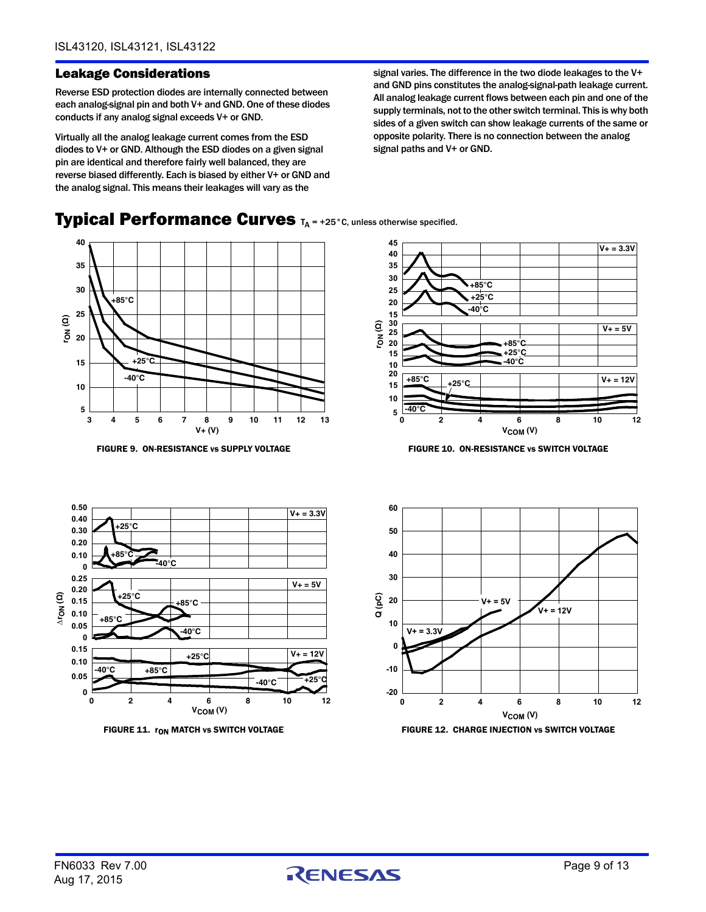## Leakage Considerations

Reverse ESD protection diodes are internally connected between each analog-signal pin and both V+ and GND. One of these diodes conducts if any analog signal exceeds V+ or GND.

Virtually all the analog leakage current comes from the ESD diodes to V+ or GND. Although the ESD diodes on a given signal pin are identical and therefore fairly well balanced, they are reverse biased differently. Each is biased by either V+ or GND and the analog signal. This means their leakages will vary as the signal varies. The difference in the two diode leakages to the V+ and GND pins constitutes the analog-signal-path leakage current. All analog leakage current flows between each pin and one of the supply terminals, not to the other switch terminal. This is why both sides of a given switch can show leakage currents of the same or opposite polarity. There is no connection between the analog signal paths and V+ or GND.

# Typical Performance Curves

$T_A$ = +25°C, unless otherwise specified.

FIGURE 9. ON-RESISTANCE vs SUPPLY VOLTAGE

FIGURE 10. ON-RESISTANCE vs SWITCH VOLTAGE

FIGURE 11. $r_{ON}$ MATCH vs SWITCH VOLTAGE

FIGURE 12. CHARGE INJECTION vs SWITCH VOLTAGE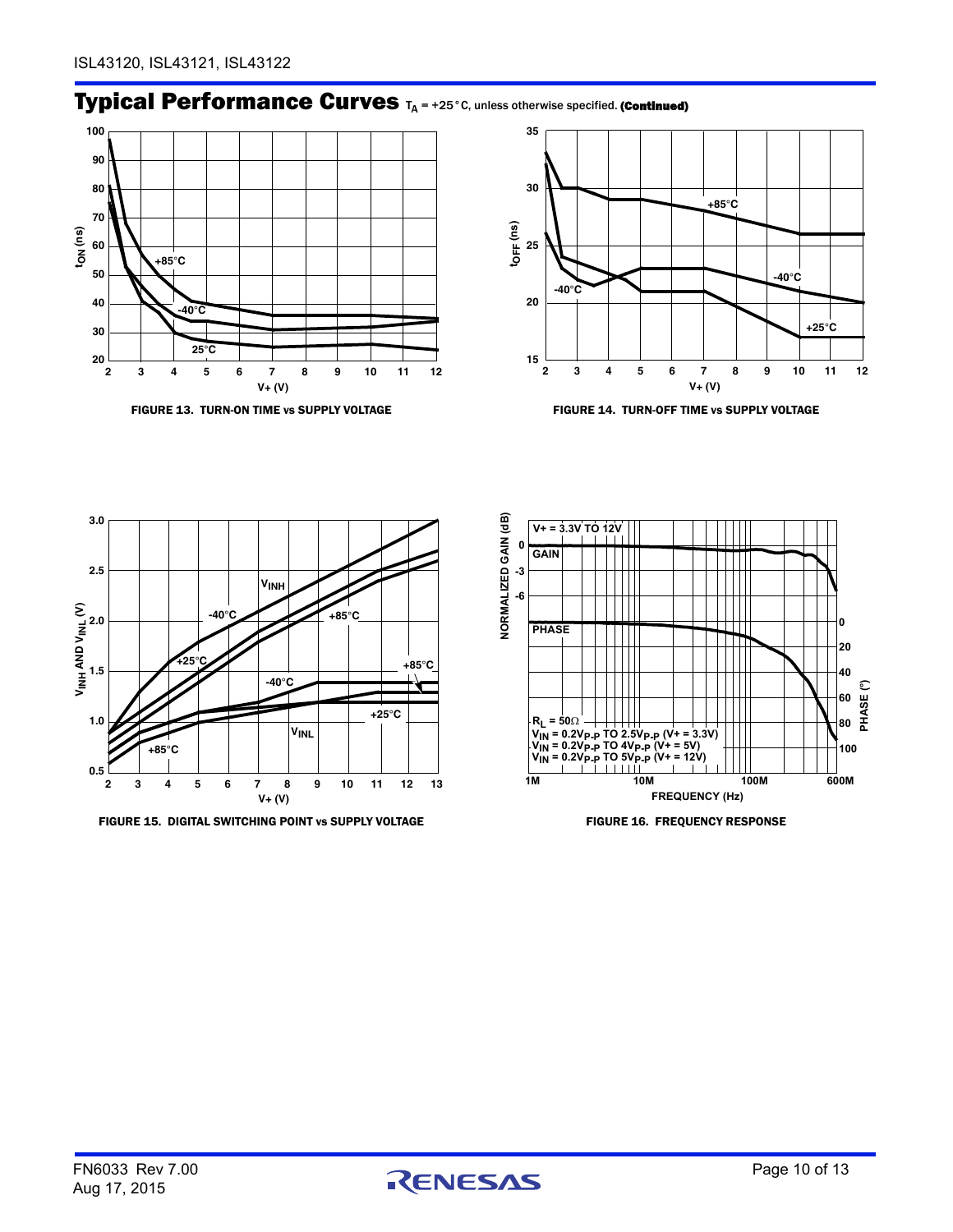## Typical Performance Curves $T_A = +25°C$, unless otherwise specified. (Continued)

FIGURE 13. TURN-ON TIME vs SUPPLY VOLTAGE

FIGURE 14. TURN-OFF TIME vs SUPPLY VOLTAGE

FIGURE 15. DIGITAL SWITCHING POINT vs SUPPLY VOLTAGE

FIGURE 16. FREQUENCY RESPONSE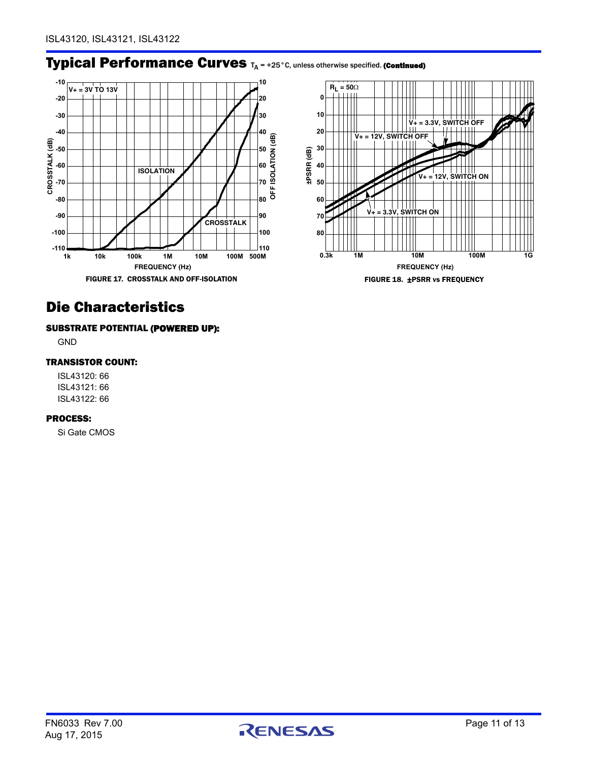## Typical Performance Curves $T_A = +25°C$, unless otherwise specified. (Continued)

FIGURE 17. CROSSTALK AND OFF-ISOLATION

FIGURE 18. ±PSRR vs FREQUENCY

# Die Characteristics

### SUBSTRATE POTENTIAL (POWERED UP):

GND

### TRANSISTOR COUNT:

ISL43120: 66

ISL43121: 66

ISL43122: 66

### PROCESS:

Si Gate CMOS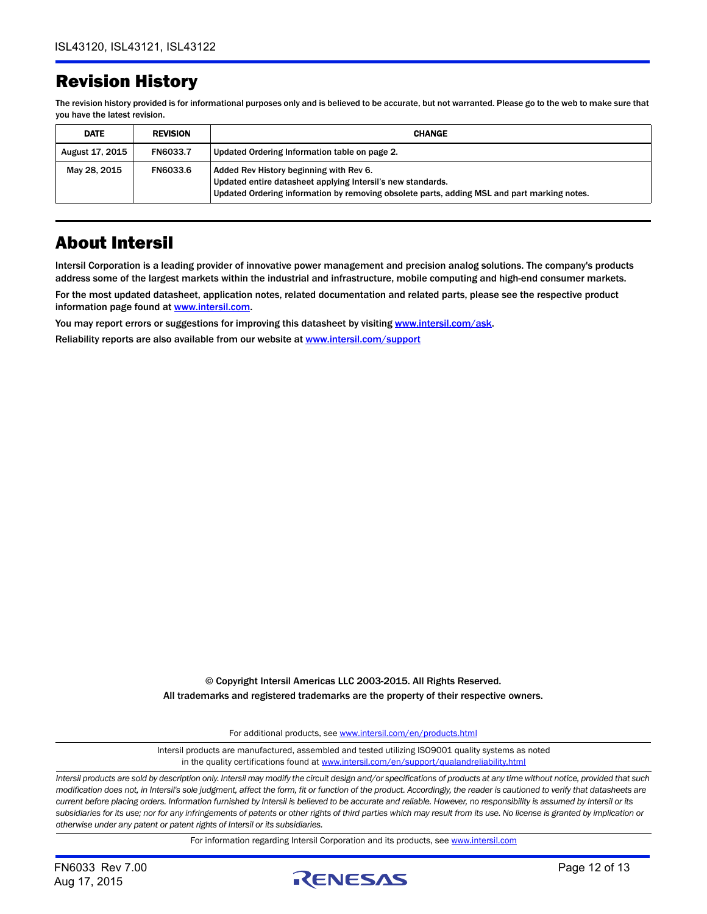## Revision History

The revision history provided is for informational purposes only and is believed to be accurate, but not warranted. Please go to the web to make sure that you have the latest revision.

| DATE | REVISION | CHANGE |
|---|---|---|
| August 17, 2015 | FN6033.7 | Updated Ordering Information table on page 2. |
| May 28, 2015 | FN6033.6 | Added Rev History beginning with Rev 6.<br>Updated entire datasheet applying Intersil's new standards.<br>Updated Ordering information by removing obsolete parts, adding MSL and part marking notes. |

## About Intersil

Intersil Corporation is a leading provider of innovative power management and precision analog solutions. The company's products address some of the largest markets within the industrial and infrastructure, mobile computing and high-end consumer markets.

For the most updated datasheet, application notes, related documentation and related parts, please see the respective product information page found at www.intersil.com.

You may report errors or suggestions for improving this datasheet by visiting www.intersil.com/ask.

Reliability reports are also available from our website at www.intersil.com/support

© Copyright Intersil Americas LLC 2003-2015. All Rights Reserved.
All trademarks and registered trademarks are the property of their respective owners.

For additional products, see www.intersil.com/en/products.html

Intersil products are manufactured, assembled and tested utilizing ISO9001 quality systems as noted in the quality certifications found at www.intersil.com/en/support/qualandreliability.html

*Intersil products are sold by description only. Intersil may modify the circuit design and/or specifications of products at any time without notice, provided that such modification does not, in Intersil's sole judgment, affect the form, fit or function of the product. Accordingly, the reader is cautioned to verify that datasheets are current before placing orders. Information furnished by Intersil is believed to be accurate and reliable. However, no responsibility is assumed by Intersil or its subsidiaries for its use; nor for any infringements of patents or other rights of third parties which may result from its use. No license is granted by implication or otherwise under any patent or patent rights of Intersil or its subsidiaries.*

For information regarding Intersil Corporation and its products, see www.intersil.com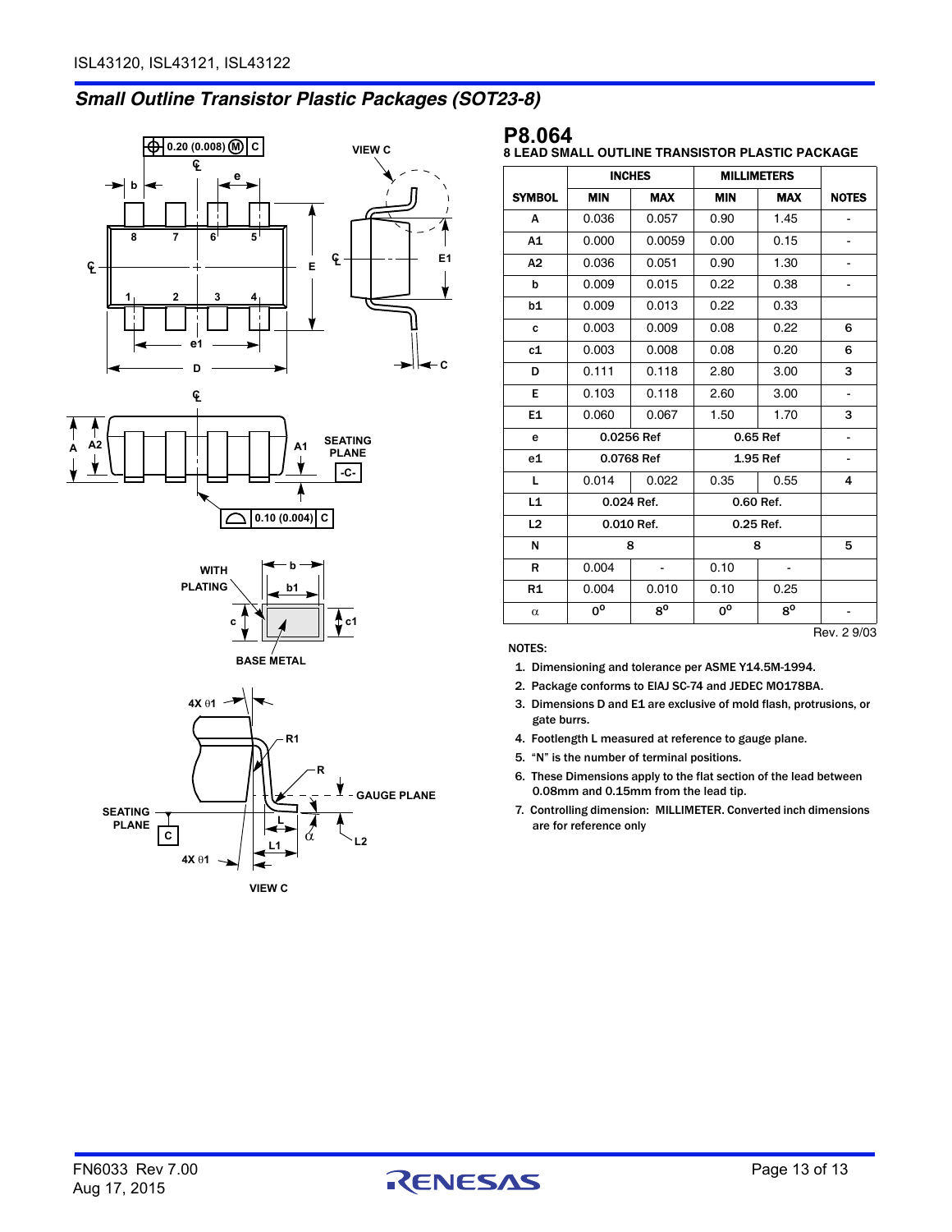## Small Outline Transistor Plastic Packages (SOT23-8)

0.20 (0.008) M C

VIEW C

b

e

8 7 6 5

1 2 3 4

E

E1

e1

D

C

A

A2

A1

SEATING PLANE

-C-

0.10 (0.004) C

WITH PLATING

b

b1

c

c1

BASE METAL

4X θ1

R1

R

GAUGE PLANE

SEATING PLANE

C

L

L1

α

L2

4X θ1

VIEW C

### P8.064

**8 LEAD SMALL OUTLINE TRANSISTOR PLASTIC PACKAGE**

| SYMBOL | INCHES | | MILLIMETERS | | NOTES |
|---|---|---|---|---|---|
| | MIN | MAX | MIN | MAX | |
| A | 0.036 | 0.057 | 0.90 | 1.45 | - |
| A1 | 0.000 | 0.0059 | 0.00 | 0.15 | - |
| A2 | 0.036 | 0.051 | 0.90 | 1.30 | - |
| b | 0.009 | 0.015 | 0.22 | 0.38 | - |
| b1 | 0.009 | 0.013 | 0.22 | 0.33 | |
| c | 0.003 | 0.009 | 0.08 | 0.22 | 6 |
| c1 | 0.003 | 0.008 | 0.08 | 0.20 | 6 |
| D | 0.111 | 0.118 | 2.80 | 3.00 | 3 |
| E | 0.103 | 0.118 | 2.60 | 3.00 | - |
| E1 | 0.060 | 0.067 | 1.50 | 1.70 | 3 |
| e | 0.0256 Ref | | 0.65 Ref | | - |
| e1 | 0.0768 Ref | | 1.95 Ref | | - |
| L | 0.014 | 0.022 | 0.35 | 0.55 | 4 |
| L1 | 0.024 Ref. | | 0.60 Ref. | | |
| L2 | 0.010 Ref. | | 0.25 Ref. | | |
| N | 8 | | 8 | | 5 |
| R | 0.004 | - | 0.10 | - | |
| R1 | 0.004 | 0.010 | 0.10 | 0.25 | |
| α | 0° | 8° | 0° | 8° | - |

Rev. 2 9/03

NOTES:

1. Dimensioning and tolerance per ASME Y14.5M-1994.
2. Package conforms to EIAJ SC-74 and JEDEC MO178BA.
3. Dimensions D and E1 are exclusive of mold flash, protrusions, or gate burrs.
4. Footlength L measured at reference to gauge plane.
5. "N" is the number of terminal positions.
6. These Dimensions apply to the flat section of the lead between 0.08mm and 0.15mm from the lead tip.
7. Controlling dimension: MILLIMETER. Converted inch dimensions are for reference only